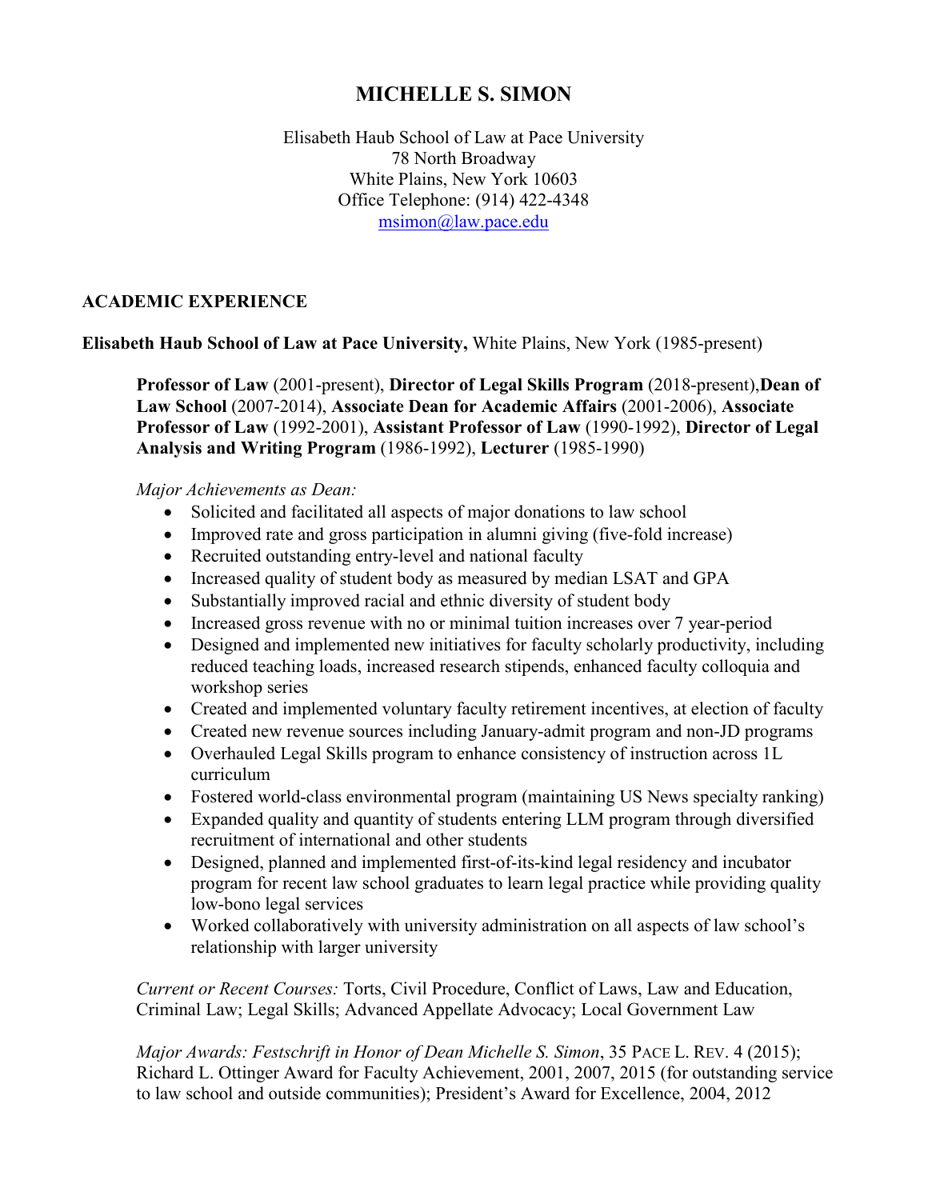# MICHELLE S. SIMON

Elisabeth Haub School of Law at Pace University
78 North Broadway
White Plains, New York 10603
Office Telephone: (914) 422-4348
msimon@law.pace.edu

## ACADEMIC EXPERIENCE

**Elisabeth Haub School of Law at Pace University,** White Plains, New York (1985-present)

**Professor of Law** (2001-present), **Director of Legal Skills Program** (2018-present),**Dean of Law School** (2007-2014), **Associate Dean for Academic Affairs** (2001-2006), **Associate Professor of Law** (1992-2001), **Assistant Professor of Law** (1990-1992), **Director of Legal Analysis and Writing Program** (1986-1992), **Lecturer** (1985-1990)

*Major Achievements as Dean:*

- Solicited and facilitated all aspects of major donations to law school
- Improved rate and gross participation in alumni giving (five-fold increase)
- Recruited outstanding entry-level and national faculty
- Increased quality of student body as measured by median LSAT and GPA
- Substantially improved racial and ethnic diversity of student body
- Increased gross revenue with no or minimal tuition increases over 7 year-period
- Designed and implemented new initiatives for faculty scholarly productivity, including reduced teaching loads, increased research stipends, enhanced faculty colloquia and workshop series
- Created and implemented voluntary faculty retirement incentives, at election of faculty
- Created new revenue sources including January-admit program and non-JD programs
- Overhauled Legal Skills program to enhance consistency of instruction across 1L curriculum
- Fostered world-class environmental program (maintaining US News specialty ranking)
- Expanded quality and quantity of students entering LLM program through diversified recruitment of international and other students
- Designed, planned and implemented first-of-its-kind legal residency and incubator program for recent law school graduates to learn legal practice while providing quality low-bono legal services
- Worked collaboratively with university administration on all aspects of law school's relationship with larger university

*Current or Recent Courses:* Torts, Civil Procedure, Conflict of Laws, Law and Education, Criminal Law; Legal Skills; Advanced Appellate Advocacy; Local Government Law

*Major Awards: Festschrift in Honor of Dean Michelle S. Simon*, 35 PACE L. REV. 4 (2015); Richard L. Ottinger Award for Faculty Achievement, 2001, 2007, 2015 (for outstanding service to law school and outside communities); President's Award for Excellence, 2004, 2012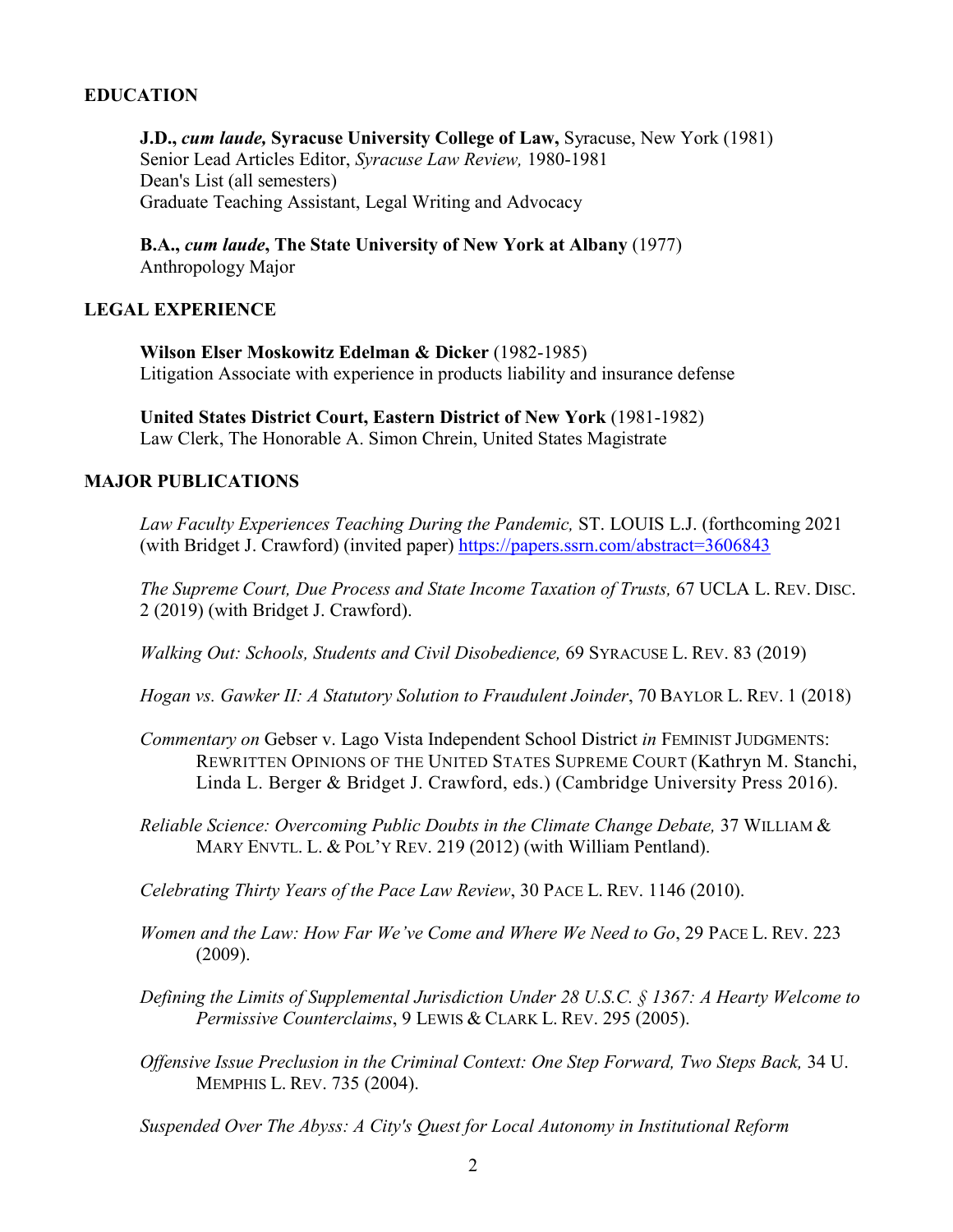## EDUCATION

**J.D., *cum laude,* Syracuse University College of Law,** Syracuse, New York (1981)
Senior Lead Articles Editor, *Syracuse Law Review,* 1980-1981
Dean's List (all semesters)
Graduate Teaching Assistant, Legal Writing and Advocacy

**B.A., *cum laude*, The State University of New York at Albany** (1977)
Anthropology Major

## LEGAL EXPERIENCE

**Wilson Elser Moskowitz Edelman & Dicker** (1982-1985)
Litigation Associate with experience in products liability and insurance defense

**United States District Court, Eastern District of New York** (1981-1982)
Law Clerk, The Honorable A. Simon Chrein, United States Magistrate

## MAJOR PUBLICATIONS

*Law Faculty Experiences Teaching During the Pandemic,* ST. LOUIS L.J. (forthcoming 2021 (with Bridget J. Crawford) (invited paper) https://papers.ssrn.com/abstract=3606843

*The Supreme Court, Due Process and State Income Taxation of Trusts,* 67 UCLA L. REV. DISC. 2 (2019) (with Bridget J. Crawford).

*Walking Out: Schools, Students and Civil Disobedience,* 69 SYRACUSE L. REV. 83 (2019)

*Hogan vs. Gawker II: A Statutory Solution to Fraudulent Joinder*, 70 BAYLOR L. REV. 1 (2018)

*Commentary on* Gebser v. Lago Vista Independent School District *in* FEMINIST JUDGMENTS: REWRITTEN OPINIONS OF THE UNITED STATES SUPREME COURT (Kathryn M. Stanchi, Linda L. Berger & Bridget J. Crawford, eds.) (Cambridge University Press 2016).

*Reliable Science: Overcoming Public Doubts in the Climate Change Debate,* 37 WILLIAM & MARY ENVTL. L. & POL'Y REV. 219 (2012) (with William Pentland).

*Celebrating Thirty Years of the Pace Law Review*, 30 PACE L. REV. 1146 (2010).

*Women and the Law: How Far We've Come and Where We Need to Go*, 29 PACE L. REV. 223 (2009).

*Defining the Limits of Supplemental Jurisdiction Under 28 U.S.C. § 1367: A Hearty Welcome to Permissive Counterclaims*, 9 LEWIS & CLARK L. REV. 295 (2005).

*Offensive Issue Preclusion in the Criminal Context: One Step Forward, Two Steps Back,* 34 U. MEMPHIS L. REV. 735 (2004).

*Suspended Over The Abyss: A City's Quest for Local Autonomy in Institutional Reform*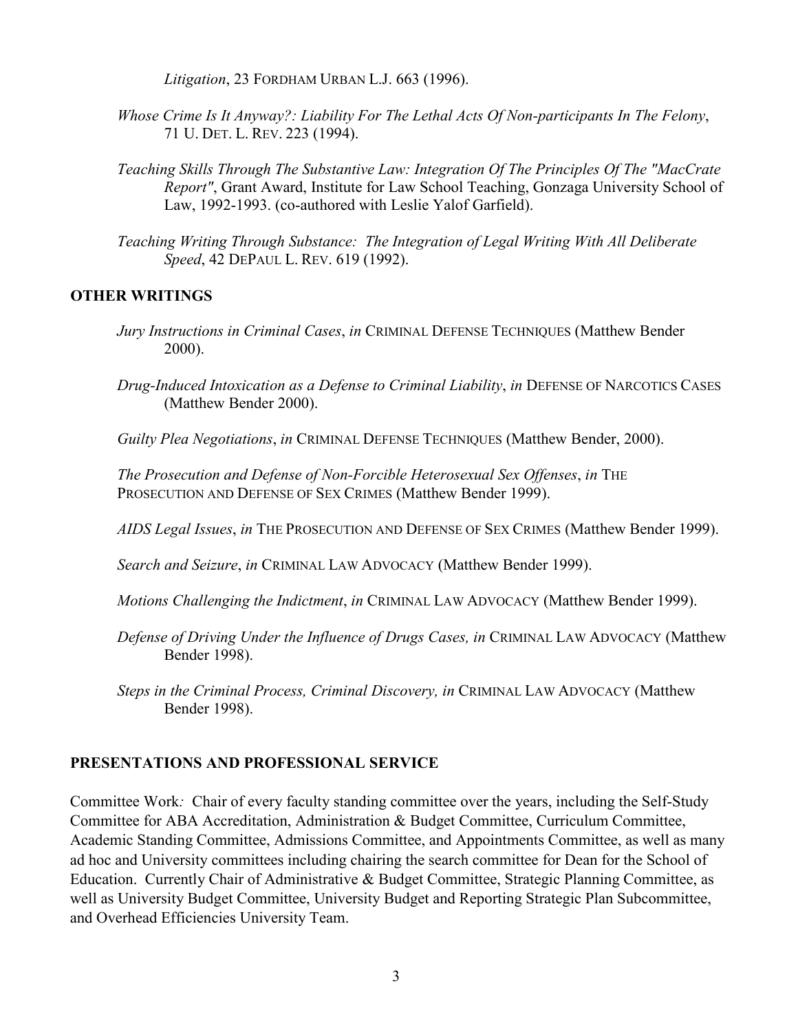*Litigation*, 23 FORDHAM URBAN L.J. 663 (1996).

*Whose Crime Is It Anyway?: Liability For The Lethal Acts Of Non-participants In The Felony*, 71 U. DET. L. REV. 223 (1994).

*Teaching Skills Through The Substantive Law: Integration Of The Principles Of The "MacCrate Report"*, Grant Award, Institute for Law School Teaching, Gonzaga University School of Law, 1992-1993. (co-authored with Leslie Yalof Garfield).

*Teaching Writing Through Substance: The Integration of Legal Writing With All Deliberate Speed*, 42 DEPAUL L. REV. 619 (1992).

## OTHER WRITINGS

*Jury Instructions in Criminal Cases*, *in* CRIMINAL DEFENSE TECHNIQUES (Matthew Bender 2000).

*Drug-Induced Intoxication as a Defense to Criminal Liability*, *in* DEFENSE OF NARCOTICS CASES (Matthew Bender 2000).

*Guilty Plea Negotiations*, *in* CRIMINAL DEFENSE TECHNIQUES (Matthew Bender, 2000).

*The Prosecution and Defense of Non-Forcible Heterosexual Sex Offenses*, *in* THE PROSECUTION AND DEFENSE OF SEX CRIMES (Matthew Bender 1999).

*AIDS Legal Issues*, *in* THE PROSECUTION AND DEFENSE OF SEX CRIMES (Matthew Bender 1999).

*Search and Seizure*, *in* CRIMINAL LAW ADVOCACY (Matthew Bender 1999).

*Motions Challenging the Indictment*, *in* CRIMINAL LAW ADVOCACY (Matthew Bender 1999).

*Defense of Driving Under the Influence of Drugs Cases, in* CRIMINAL LAW ADVOCACY (Matthew Bender 1998).

*Steps in the Criminal Process, Criminal Discovery, in* CRIMINAL LAW ADVOCACY (Matthew Bender 1998).

## PRESENTATIONS AND PROFESSIONAL SERVICE

Committee Work*:* Chair of every faculty standing committee over the years, including the Self-Study Committee for ABA Accreditation, Administration & Budget Committee, Curriculum Committee, Academic Standing Committee, Admissions Committee, and Appointments Committee, as well as many ad hoc and University committees including chairing the search committee for Dean for the School of Education. Currently Chair of Administrative & Budget Committee, Strategic Planning Committee, as well as University Budget Committee, University Budget and Reporting Strategic Plan Subcommittee, and Overhead Efficiencies University Team.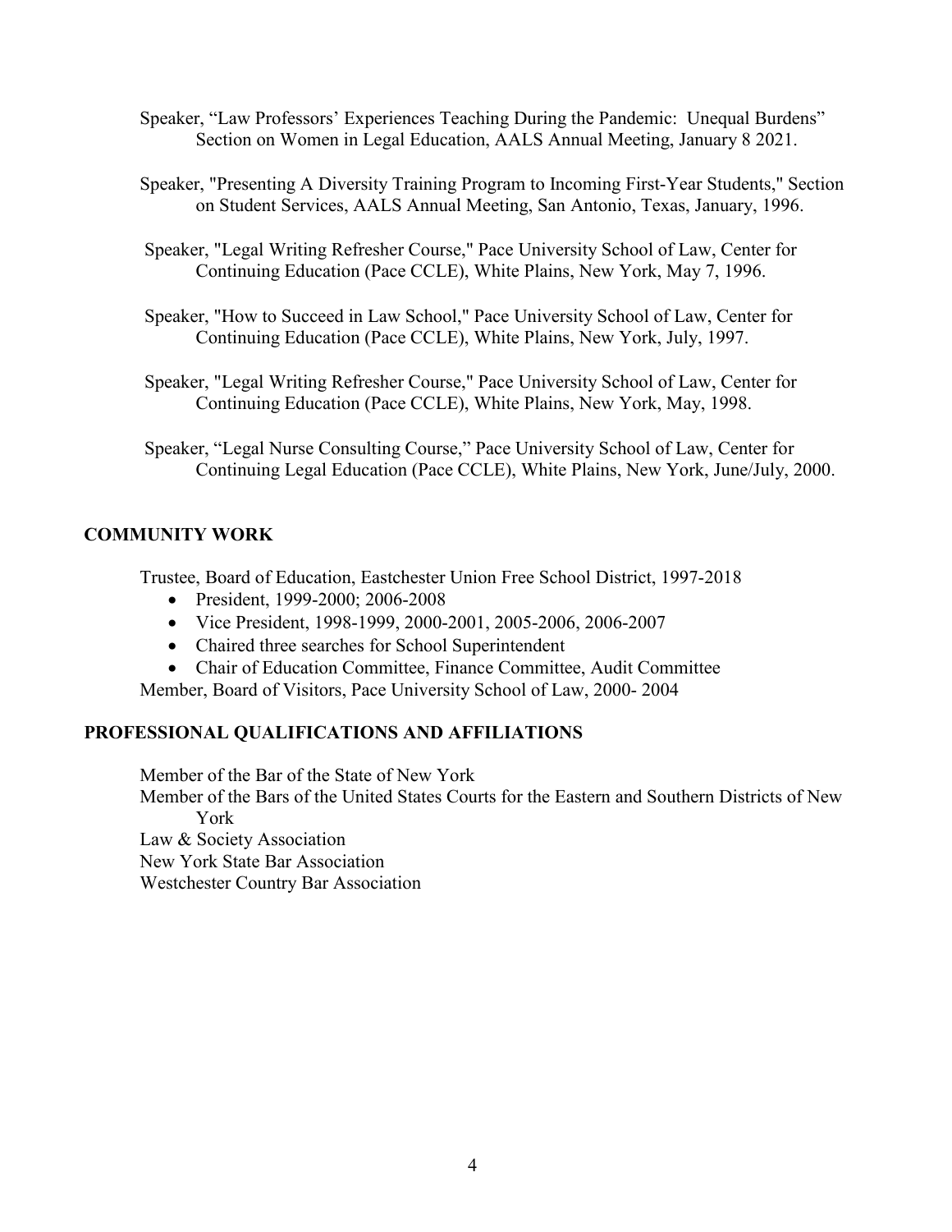Speaker, "Law Professors' Experiences Teaching During the Pandemic: Unequal Burdens" Section on Women in Legal Education, AALS Annual Meeting, January 8 2021.

Speaker, "Presenting A Diversity Training Program to Incoming First-Year Students," Section on Student Services, AALS Annual Meeting, San Antonio, Texas, January, 1996.

Speaker, "Legal Writing Refresher Course," Pace University School of Law, Center for Continuing Education (Pace CCLE), White Plains, New York, May 7, 1996.

Speaker, "How to Succeed in Law School," Pace University School of Law, Center for Continuing Education (Pace CCLE), White Plains, New York, July, 1997.

Speaker, "Legal Writing Refresher Course," Pace University School of Law, Center for Continuing Education (Pace CCLE), White Plains, New York, May, 1998.

Speaker, "Legal Nurse Consulting Course," Pace University School of Law, Center for Continuing Legal Education (Pace CCLE), White Plains, New York, June/July, 2000.

## COMMUNITY WORK

Trustee, Board of Education, Eastchester Union Free School District, 1997-2018

- President, 1999-2000; 2006-2008
- Vice President, 1998-1999, 2000-2001, 2005-2006, 2006-2007
- Chaired three searches for School Superintendent
- Chair of Education Committee, Finance Committee, Audit Committee

Member, Board of Visitors, Pace University School of Law, 2000- 2004

## PROFESSIONAL QUALIFICATIONS AND AFFILIATIONS

Member of the Bar of the State of New York

Member of the Bars of the United States Courts for the Eastern and Southern Districts of New York

Law & Society Association

New York State Bar Association

Westchester Country Bar Association